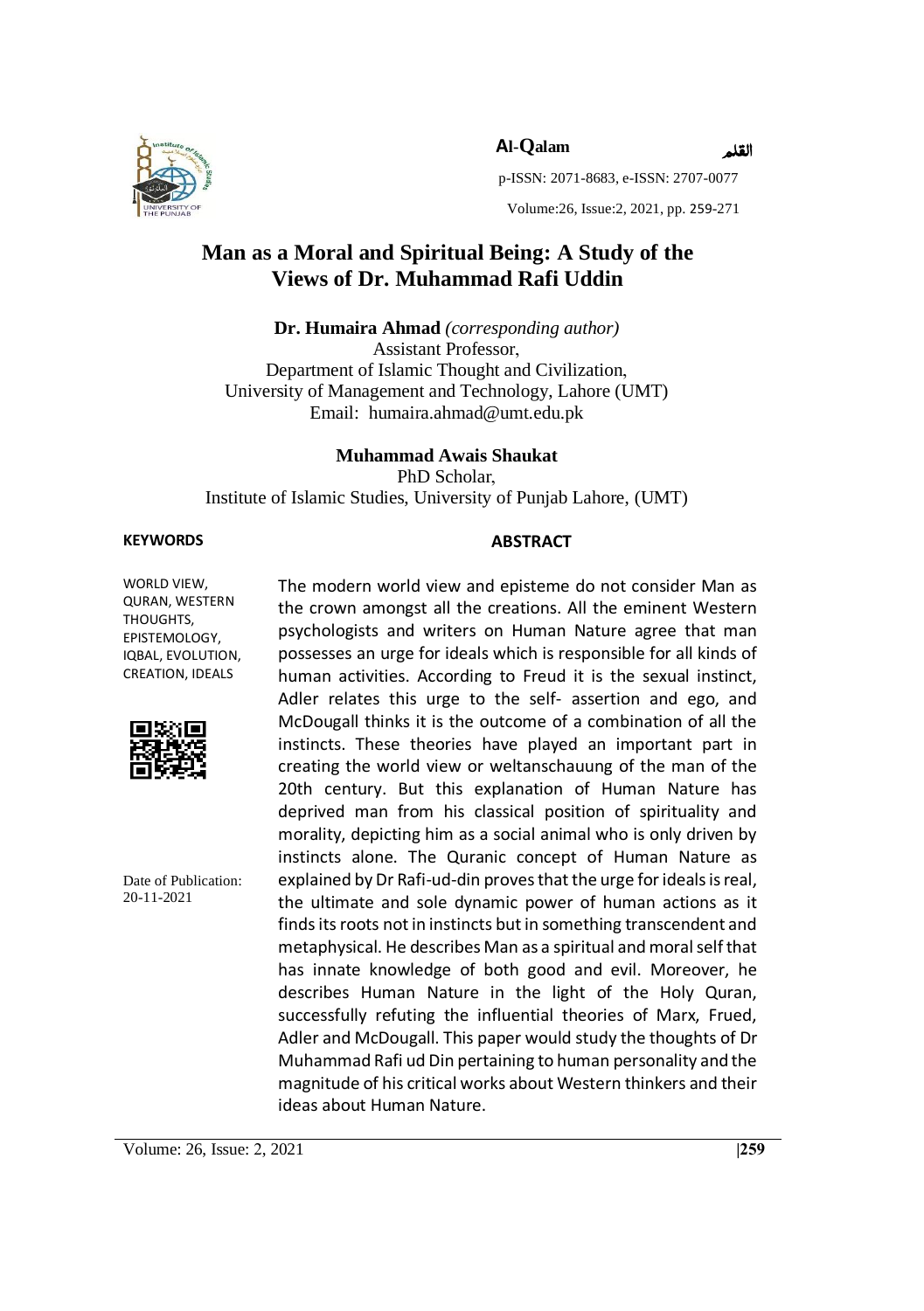**Al-Qalam** القلم

p-ISSN: 2071-8683, e-ISSN: 2707-0077

# Man as a Moral and Spiritual Being: A Study of the Views of Dr. Muhammad Rafi Uddin

**Dr. Humaira Ahmad** *(corresponding author)*
Assistant Professor,
Department of Islamic Thought and Civilization,
University of Management and Technology, Lahore (UMT)
Email: humaira.ahmad@umt.edu.pk

**Muhammad Awais Shaukat**
PhD Scholar,
Institute of Islamic Studies, University of Punjab Lahore, (UMT)

**KEYWORDS**

WORLD VIEW, QURAN, WESTERN THOUGHTS, EPISTEMOLOGY, IQBAL, EVOLUTION, CREATION, IDEALS

Date of Publication: 20-11-2021

**ABSTRACT**

The modern world view and episteme do not consider Man as the crown amongst all the creations. All the eminent Western psychologists and writers on Human Nature agree that man possesses an urge for ideals which is responsible for all kinds of human activities. According to Freud it is the sexual instinct, Adler relates this urge to the self- assertion and ego, and McDougall thinks it is the outcome of a combination of all the instincts. These theories have played an important part in creating the world view or weltanschauung of the man of the 20th century. But this explanation of Human Nature has deprived man from his classical position of spirituality and morality, depicting him as a social animal who is only driven by instincts alone. The Quranic concept of Human Nature as explained by Dr Rafi-ud-din proves that the urge for ideals is real, the ultimate and sole dynamic power of human actions as it finds its roots not in instincts but in something transcendent and metaphysical. He describes Man as a spiritual and moral self that has innate knowledge of both good and evil. Moreover, he describes Human Nature in the light of the Holy Quran, successfully refuting the influential theories of Marx, Frued, Adler and McDougall. This paper would study the thoughts of Dr Muhammad Rafi ud Din pertaining to human personality and the magnitude of his critical works about Western thinkers and their ideas about Human Nature.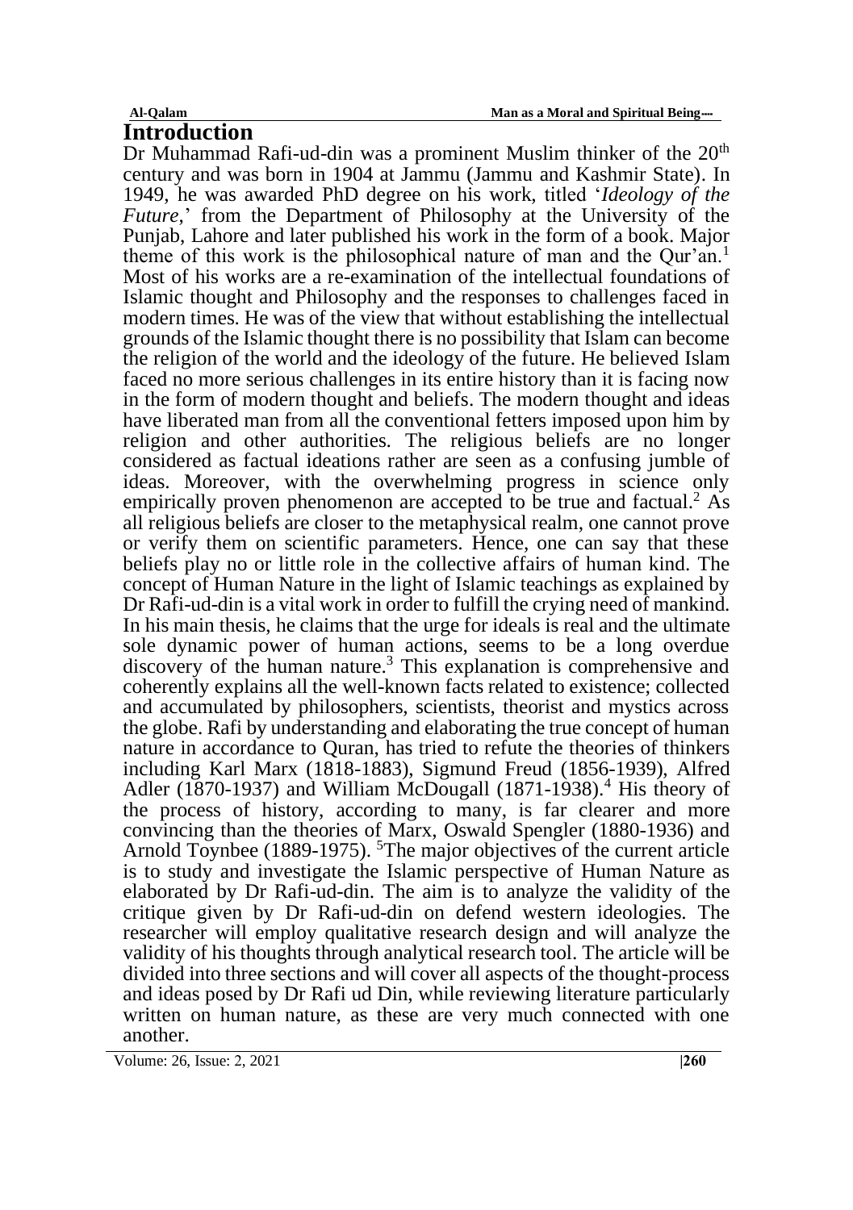## Introduction

Dr Muhammad Rafi-ud-din was a prominent Muslim thinker of the 20th century and was born in 1904 at Jammu (Jammu and Kashmir State). In 1949, he was awarded PhD degree on his work, titled '*Ideology of the Future*,' from the Department of Philosophy at the University of the Punjab, Lahore and later published his work in the form of a book. Major theme of this work is the philosophical nature of man and the Qur'an.[1] Most of his works are a re-examination of the intellectual foundations of Islamic thought and Philosophy and the responses to challenges faced in modern times. He was of the view that without establishing the intellectual grounds of the Islamic thought there is no possibility that Islam can become the religion of the world and the ideology of the future. He believed Islam faced no more serious challenges in its entire history than it is facing now in the form of modern thought and beliefs. The modern thought and ideas have liberated man from all the conventional fetters imposed upon him by religion and other authorities. The religious beliefs are no longer considered as factual ideations rather are seen as a confusing jumble of ideas. Moreover, with the overwhelming progress in science only empirically proven phenomenon are accepted to be true and factual.[2] As all religious beliefs are closer to the metaphysical realm, one cannot prove or verify them on scientific parameters. Hence, one can say that these beliefs play no or little role in the collective affairs of human kind. The concept of Human Nature in the light of Islamic teachings as explained by Dr Rafi-ud-din is a vital work in order to fulfill the crying need of mankind. In his main thesis, he claims that the urge for ideals is real and the ultimate sole dynamic power of human actions, seems to be a long overdue discovery of the human nature.[3] This explanation is comprehensive and coherently explains all the well-known facts related to existence; collected and accumulated by philosophers, scientists, theorist and mystics across the globe. Rafi by understanding and elaborating the true concept of human nature in accordance to Quran, has tried to refute the theories of thinkers including Karl Marx (1818-1883), Sigmund Freud (1856-1939), Alfred Adler (1870-1937) and William McDougall (1871-1938).[4] His theory of the process of history, according to many, is far clearer and more convincing than the theories of Marx, Oswald Spengler (1880-1936) and Arnold Toynbee (1889-1975). [5]The major objectives of the current article is to study and investigate the Islamic perspective of Human Nature as elaborated by Dr Rafi-ud-din. The aim is to analyze the validity of the critique given by Dr Rafi-ud-din on defend western ideologies. The researcher will employ qualitative research design and will analyze the validity of his thoughts through analytical research tool. The article will be divided into three sections and will cover all aspects of the thought-process and ideas posed by Dr Rafi ud Din, while reviewing literature particularly written on human nature, as these are very much connected with one another.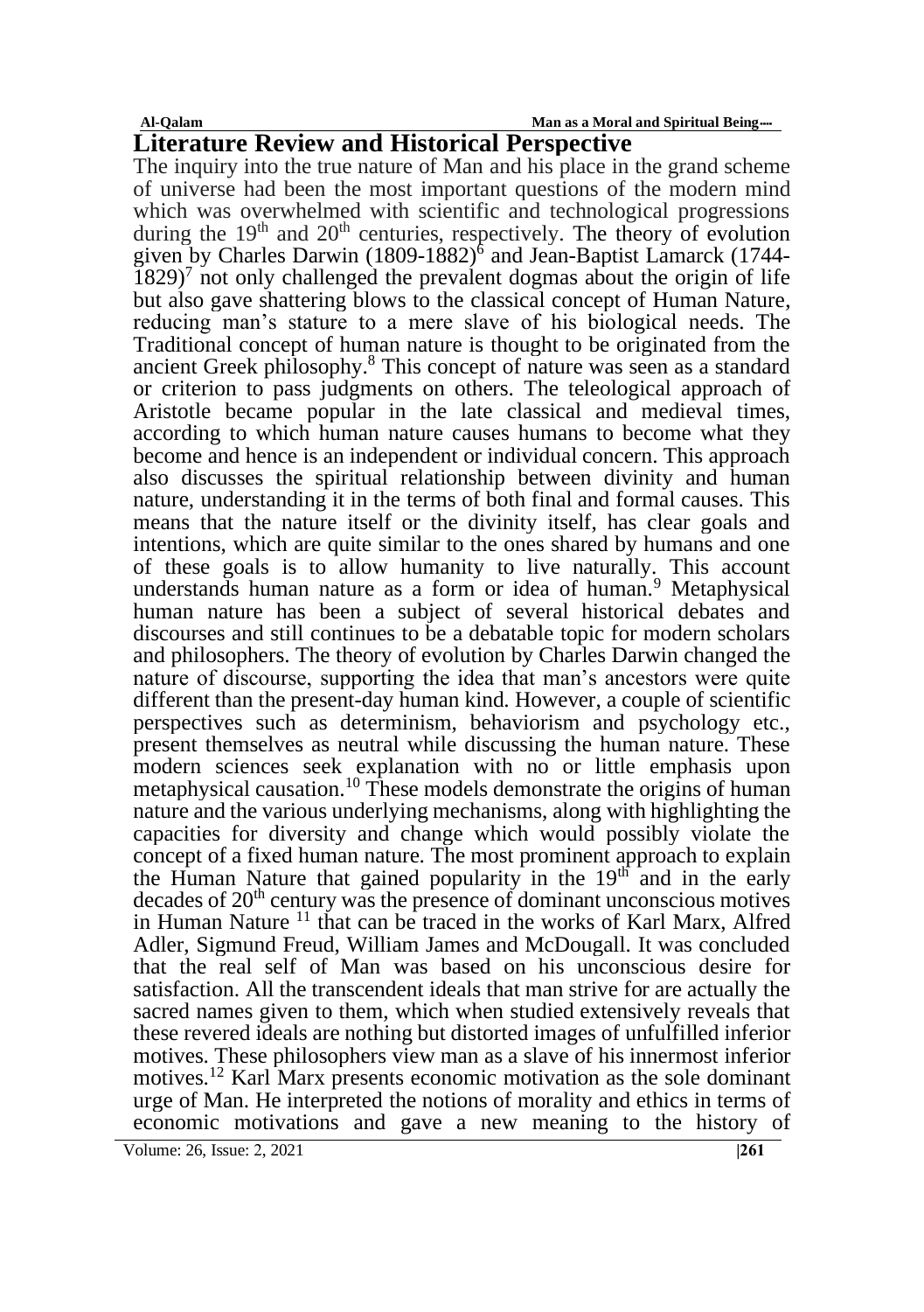## Literature Review and Historical Perspective

The inquiry into the true nature of Man and his place in the grand scheme of universe had been the most important questions of the modern mind which was overwhelmed with scientific and technological progressions during the 19th and 20th centuries, respectively. The theory of evolution given by Charles Darwin (1809-1882)[6] and Jean-Baptist Lamarck (1744-1829)[7] not only challenged the prevalent dogmas about the origin of life but also gave shattering blows to the classical concept of Human Nature, reducing man's stature to a mere slave of his biological needs. The Traditional concept of human nature is thought to be originated from the ancient Greek philosophy.[8] This concept of nature was seen as a standard or criterion to pass judgments on others. The teleological approach of Aristotle became popular in the late classical and medieval times, according to which human nature causes humans to become what they become and hence is an independent or individual concern. This approach also discusses the spiritual relationship between divinity and human nature, understanding it in the terms of both final and formal causes. This means that the nature itself or the divinity itself, has clear goals and intentions, which are quite similar to the ones shared by humans and one of these goals is to allow humanity to live naturally. This account understands human nature as a form or idea of human.[9] Metaphysical human nature has been a subject of several historical debates and discourses and still continues to be a debatable topic for modern scholars and philosophers. The theory of evolution by Charles Darwin changed the nature of discourse, supporting the idea that man's ancestors were quite different than the present-day human kind. However, a couple of scientific perspectives such as determinism, behaviorism and psychology etc., present themselves as neutral while discussing the human nature. These modern sciences seek explanation with no or little emphasis upon metaphysical causation.[10] These models demonstrate the origins of human nature and the various underlying mechanisms, along with highlighting the capacities for diversity and change which would possibly violate the concept of a fixed human nature. The most prominent approach to explain the Human Nature that gained popularity in the 19th and in the early decades of 20th century was the presence of dominant unconscious motives in Human Nature [11] that can be traced in the works of Karl Marx, Alfred Adler, Sigmund Freud, William James and McDougall. It was concluded that the real self of Man was based on his unconscious desire for satisfaction. All the transcendent ideals that man strive for are actually the sacred names given to them, which when studied extensively reveals that these revered ideals are nothing but distorted images of unfulfilled inferior motives. These philosophers view man as a slave of his innermost inferior motives.[12] Karl Marx presents economic motivation as the sole dominant urge of Man. He interpreted the notions of morality and ethics in terms of economic motivations and gave a new meaning to the history of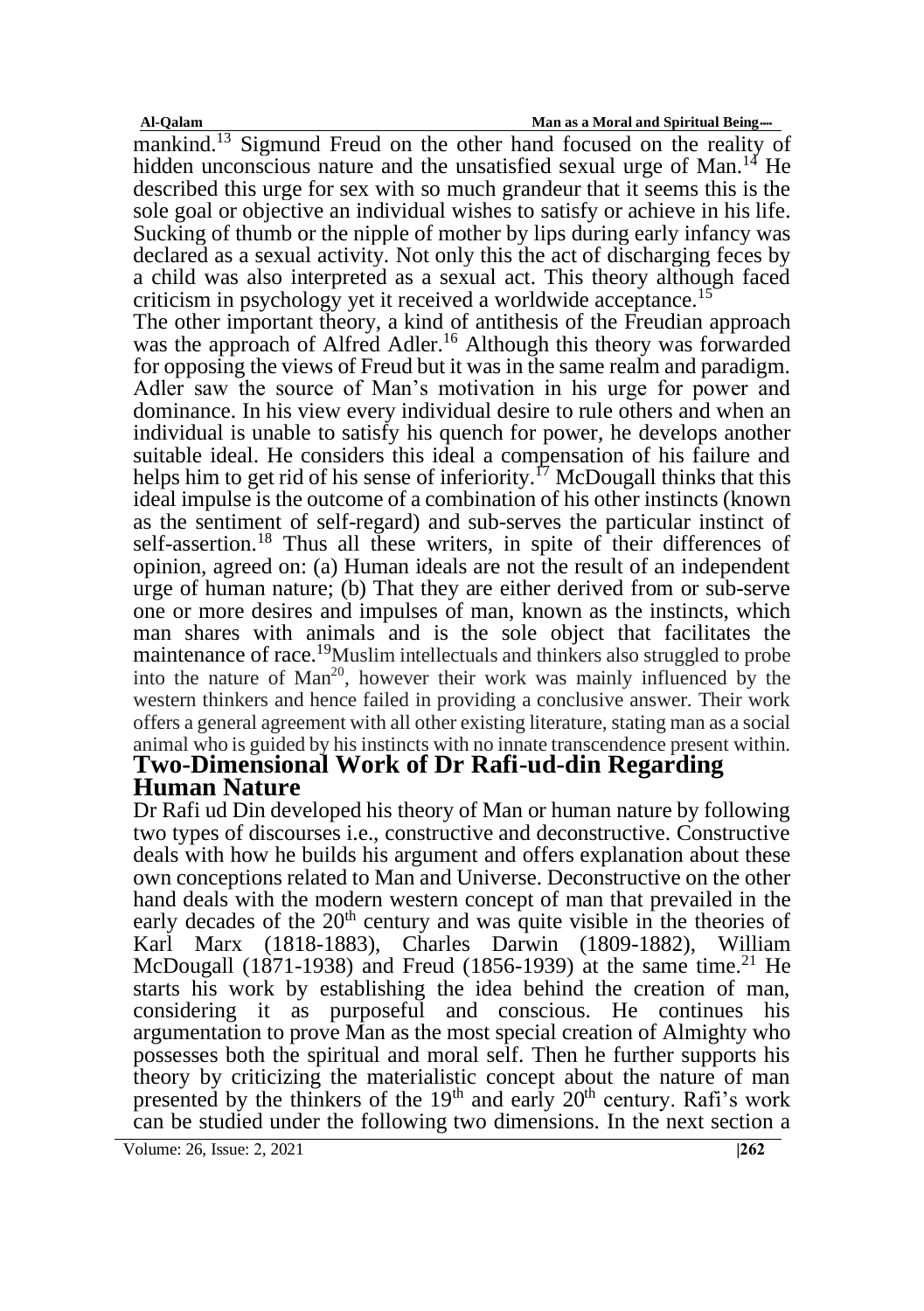mankind.[13] Sigmund Freud on the other hand focused on the reality of hidden unconscious nature and the unsatisfied sexual urge of Man.[14] He described this urge for sex with so much grandeur that it seems this is the sole goal or objective an individual wishes to satisfy or achieve in his life. Sucking of thumb or the nipple of mother by lips during early infancy was declared as a sexual activity. Not only this the act of discharging feces by a child was also interpreted as a sexual act. This theory although faced criticism in psychology yet it received a worldwide acceptance.[15]

The other important theory, a kind of antithesis of the Freudian approach was the approach of Alfred Adler.[16] Although this theory was forwarded for opposing the views of Freud but it was in the same realm and paradigm. Adler saw the source of Man's motivation in his urge for power and dominance. In his view every individual desire to rule others and when an individual is unable to satisfy his quench for power, he develops another suitable ideal. He considers this ideal a compensation of his failure and helps him to get rid of his sense of inferiority.[17] McDougall thinks that this ideal impulse is the outcome of a combination of his other instincts (known as the sentiment of self-regard) and sub-serves the particular instinct of self-assertion.[18] Thus all these writers, in spite of their differences of opinion, agreed on: (a) Human ideals are not the result of an independent urge of human nature; (b) That they are either derived from or sub-serve one or more desires and impulses of man, known as the instincts, which man shares with animals and is the sole object that facilitates the maintenance of race.[19] Muslim intellectuals and thinkers also struggled to probe into the nature of Man[20], however their work was mainly influenced by the western thinkers and hence failed in providing a conclusive answer. Their work offers a general agreement with all other existing literature, stating man as a social animal who is guided by his instincts with no innate transcendence present within.

## Two-Dimensional Work of Dr Rafi-ud-din Regarding Human Nature

Dr Rafi ud Din developed his theory of Man or human nature by following two types of discourses i.e., constructive and deconstructive. Constructive deals with how he builds his argument and offers explanation about these own conceptions related to Man and Universe. Deconstructive on the other hand deals with the modern western concept of man that prevailed in the early decades of the 20th century and was quite visible in the theories of Karl Marx (1818-1883), Charles Darwin (1809-1882), William McDougall (1871-1938) and Freud (1856-1939) at the same time.[21] He starts his work by establishing the idea behind the creation of man, considering it as purposeful and conscious. He continues his argumentation to prove Man as the most special creation of Almighty who possesses both the spiritual and moral self. Then he further supports his theory by criticizing the materialistic concept about the nature of man presented by the thinkers of the 19th and early 20th century. Rafi's work can be studied under the following two dimensions. In the next section a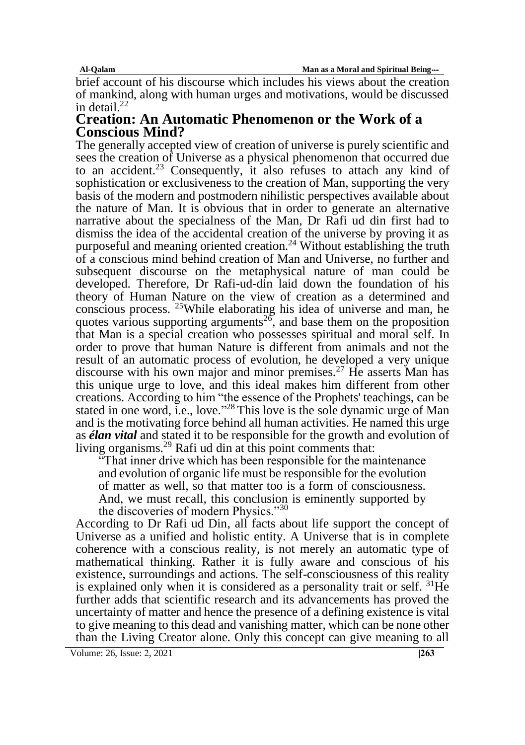brief account of his discourse which includes his views about the creation of mankind, along with human urges and motivations, would be discussed in detail.[22]

## Creation: An Automatic Phenomenon or the Work of a Conscious Mind?

The generally accepted view of creation of universe is purely scientific and sees the creation of Universe as a physical phenomenon that occurred due to an accident.[23] Consequently, it also refuses to attach any kind of sophistication or exclusiveness to the creation of Man, supporting the very basis of the modern and postmodern nihilistic perspectives available about the nature of Man. It is obvious that in order to generate an alternative narrative about the specialness of the Man, Dr Rafi ud din first had to dismiss the idea of the accidental creation of the universe by proving it as purposeful and meaning oriented creation.[24] Without establishing the truth of a conscious mind behind creation of Man and Universe, no further and subsequent discourse on the metaphysical nature of man could be developed. Therefore, Dr Rafi-ud-din laid down the foundation of his theory of Human Nature on the view of creation as a determined and conscious process. [25]While elaborating his idea of universe and man, he quotes various supporting arguments[26], and base them on the proposition that Man is a special creation who possesses spiritual and moral self. In order to prove that human Nature is different from animals and not the result of an automatic process of evolution, he developed a very unique discourse with his own major and minor premises.[27] He asserts Man has this unique urge to love, and this ideal makes him different from other creations. According to him "the essence of the Prophets' teachings, can be stated in one word, i.e., love."[28] This love is the sole dynamic urge of Man and is the motivating force behind all human activities. He named this urge as ***élan vital*** and stated it to be responsible for the growth and evolution of living organisms.[29] Rafi ud din at this point comments that:

> "That inner drive which has been responsible for the maintenance and evolution of organic life must be responsible for the evolution of matter as well, so that matter too is a form of consciousness. And, we must recall, this conclusion is eminently supported by the discoveries of modern Physics."[30]

According to Dr Rafi ud Din, all facts about life support the concept of Universe as a unified and holistic entity. A Universe that is in complete coherence with a conscious reality, is not merely an automatic type of mathematical thinking. Rather it is fully aware and conscious of his existence, surroundings and actions. The self-consciousness of this reality is explained only when it is considered as a personality trait or self. [31]He further adds that scientific research and its advancements has proved the uncertainty of matter and hence the presence of a defining existence is vital to give meaning to this dead and vanishing matter, which can be none other than the Living Creator alone. Only this concept can give meaning to all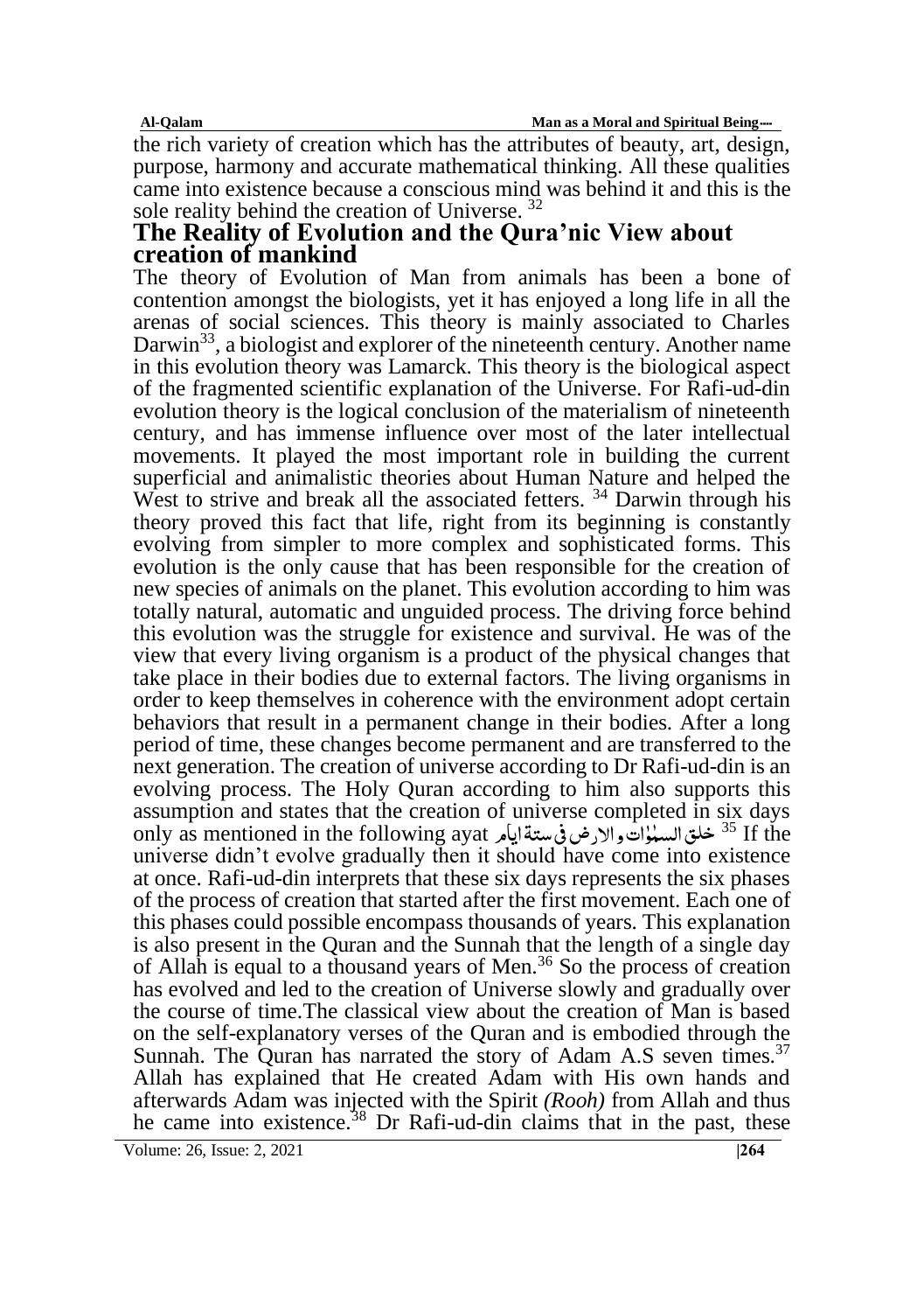the rich variety of creation which has the attributes of beauty, art, design, purpose, harmony and accurate mathematical thinking. All these qualities came into existence because a conscious mind was behind it and this is the sole reality behind the creation of Universe. [32]

## The Reality of Evolution and the Qura'nic View about creation of mankind

The theory of Evolution of Man from animals has been a bone of contention amongst the biologists, yet it has enjoyed a long life in all the arenas of social sciences. This theory is mainly associated to Charles Darwin[33], a biologist and explorer of the nineteenth century. Another name in this evolution theory was Lamarck. This theory is the biological aspect of the fragmented scientific explanation of the Universe. For Rafi-ud-din evolution theory is the logical conclusion of the materialism of nineteenth century, and has immense influence over most of the later intellectual movements. It played the most important role in building the current superficial and animalistic theories about Human Nature and helped the West to strive and break all the associated fetters. [34] Darwin through his theory proved this fact that life, right from its beginning is constantly evolving from simpler to more complex and sophisticated forms. This evolution is the only cause that has been responsible for the creation of new species of animals on the planet. This evolution according to him was totally natural, automatic and unguided process. The driving force behind this evolution was the struggle for existence and survival. He was of the view that every living organism is a product of the physical changes that take place in their bodies due to external factors. The living organisms in order to keep themselves in coherence with the environment adopt certain behaviors that result in a permanent change in their bodies. After a long period of time, these changes become permanent and are transferred to the next generation. The creation of universe according to Dr Rafi-ud-din is an evolving process. The Holy Quran according to him also supports this assumption and states that the creation of universe completed in six days only as mentioned in the following ayat خلق السمٰوٰت والارض فی ستۃ ایام [35] If the universe didn't evolve gradually then it should have come into existence at once. Rafi-ud-din interprets that these six days represents the six phases of the process of creation that started after the first movement. Each one of this phases could possible encompass thousands of years. This explanation is also present in the Quran and the Sunnah that the length of a single day of Allah is equal to a thousand years of Men.[36] So the process of creation has evolved and led to the creation of Universe slowly and gradually over the course of time.The classical view about the creation of Man is based on the self-explanatory verses of the Quran and is embodied through the Sunnah. The Quran has narrated the story of Adam A.S seven times.[37] Allah has explained that He created Adam with His own hands and afterwards Adam was injected with the Spirit *(Rooh)* from Allah and thus he came into existence.[38] Dr Rafi-ud-din claims that in the past, these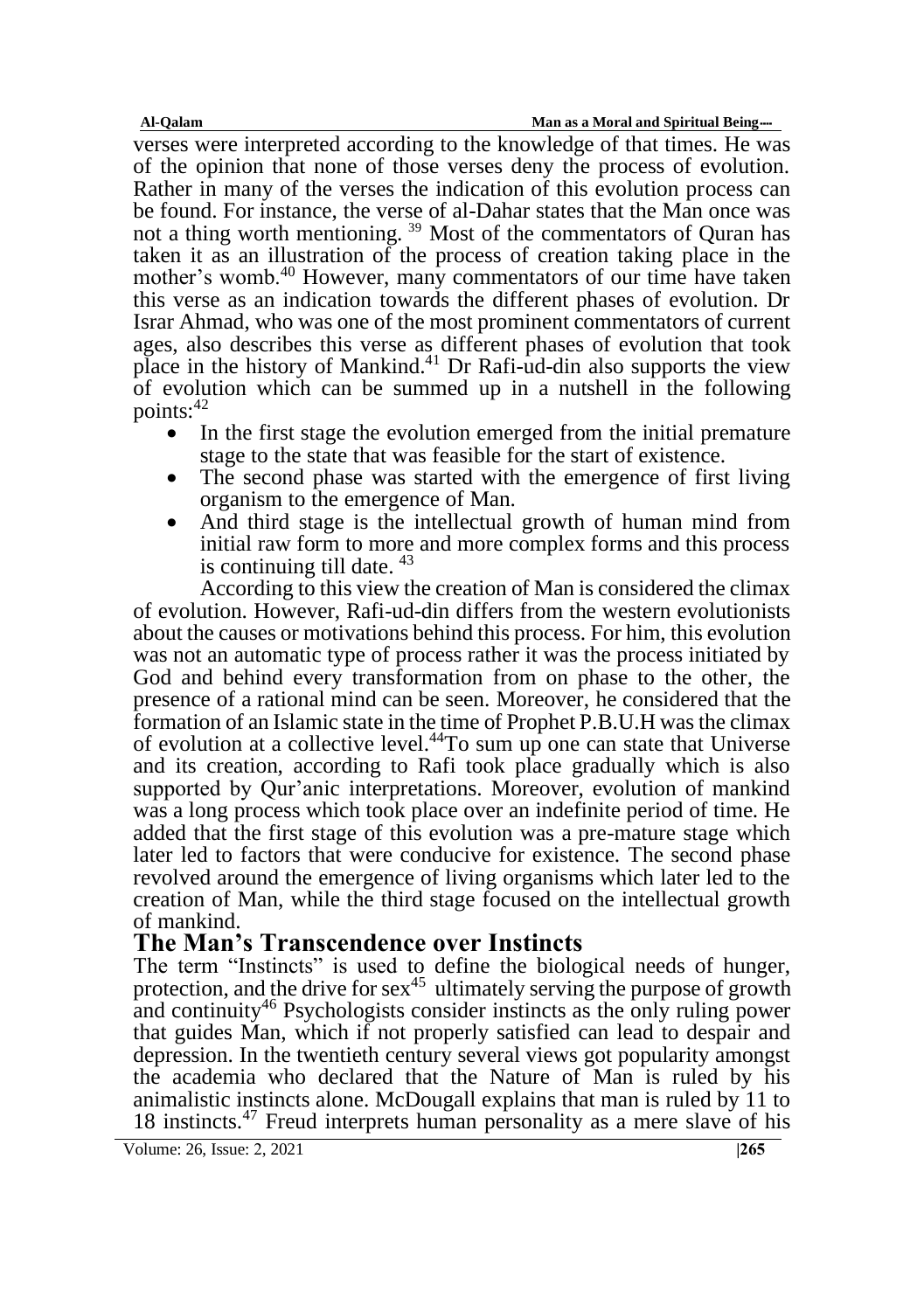verses were interpreted according to the knowledge of that times. He was of the opinion that none of those verses deny the process of evolution. Rather in many of the verses the indication of this evolution process can be found. For instance, the verse of al-Dahar states that the Man once was not a thing worth mentioning. [39] Most of the commentators of Quran has taken it as an illustration of the process of creation taking place in the mother's womb.[40] However, many commentators of our time have taken this verse as an indication towards the different phases of evolution. Dr Israr Ahmad, who was one of the most prominent commentators of current ages, also describes this verse as different phases of evolution that took place in the history of Mankind.[41] Dr Rafi-ud-din also supports the view of evolution which can be summed up in a nutshell in the following points:[42]

- In the first stage the evolution emerged from the initial premature stage to the state that was feasible for the start of existence.
- The second phase was started with the emergence of first living organism to the emergence of Man.
- And third stage is the intellectual growth of human mind from initial raw form to more and more complex forms and this process is continuing till date. [43]

According to this view the creation of Man is considered the climax of evolution. However, Rafi-ud-din differs from the western evolutionists about the causes or motivations behind this process. For him, this evolution was not an automatic type of process rather it was the process initiated by God and behind every transformation from on phase to the other, the presence of a rational mind can be seen. Moreover, he considered that the formation of an Islamic state in the time of Prophet P.B.U.H was the climax of evolution at a collective level.[44]To sum up one can state that Universe and its creation, according to Rafi took place gradually which is also supported by Qur'anic interpretations. Moreover, evolution of mankind was a long process which took place over an indefinite period of time. He added that the first stage of this evolution was a pre-mature stage which later led to factors that were conducive for existence. The second phase revolved around the emergence of living organisms which later led to the creation of Man, while the third stage focused on the intellectual growth of mankind.

## The Man's Transcendence over Instincts

The term "Instincts" is used to define the biological needs of hunger, protection, and the drive for sex[45] ultimately serving the purpose of growth and continuity[46] Psychologists consider instincts as the only ruling power that guides Man, which if not properly satisfied can lead to despair and depression. In the twentieth century several views got popularity amongst the academia who declared that the Nature of Man is ruled by his animalistic instincts alone. McDougall explains that man is ruled by 11 to 18 instincts.[47] Freud interprets human personality as a mere slave of his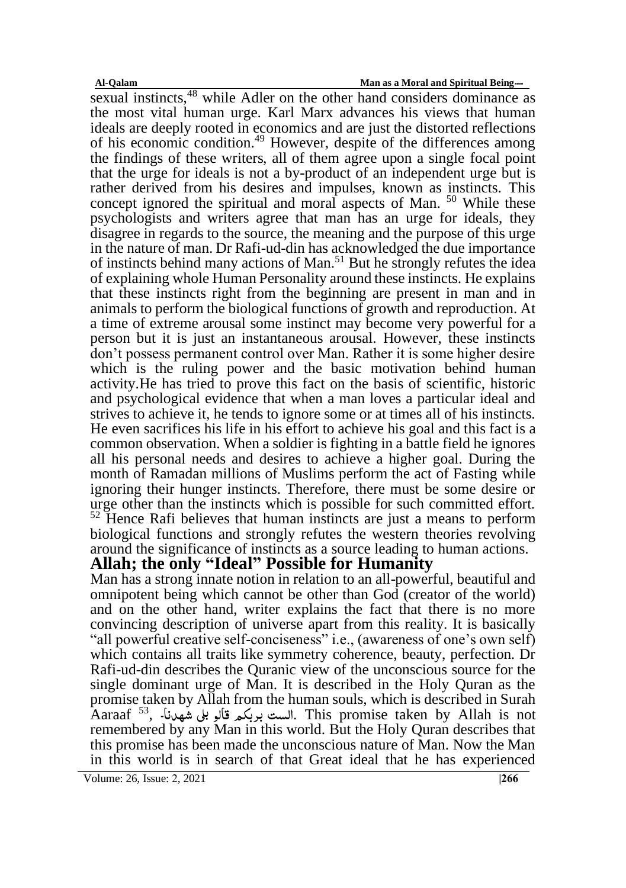sexual instincts,[48] while Adler on the other hand considers dominance as the most vital human urge. Karl Marx advances his views that human ideals are deeply rooted in economics and are just the distorted reflections of his economic condition.[49] However, despite of the differences among the findings of these writers, all of them agree upon a single focal point that the urge for ideals is not a by-product of an independent urge but is rather derived from his desires and impulses, known as instincts. This concept ignored the spiritual and moral aspects of Man. [50] While these psychologists and writers agree that man has an urge for ideals, they disagree in regards to the source, the meaning and the purpose of this urge in the nature of man. Dr Rafi-ud-din has acknowledged the due importance of instincts behind many actions of Man.[51] But he strongly refutes the idea of explaining whole Human Personality around these instincts. He explains that these instincts right from the beginning are present in man and in animals to perform the biological functions of growth and reproduction. At a time of extreme arousal some instinct may become very powerful for a person but it is just an instantaneous arousal. However, these instincts don't possess permanent control over Man. Rather it is some higher desire which is the ruling power and the basic motivation behind human activity.He has tried to prove this fact on the basis of scientific, historic and psychological evidence that when a man loves a particular ideal and strives to achieve it, he tends to ignore some or at times all of his instincts. He even sacrifices his life in his effort to achieve his goal and this fact is a common observation. When a soldier is fighting in a battle field he ignores all his personal needs and desires to achieve a higher goal. During the month of Ramadan millions of Muslims perform the act of Fasting while ignoring their hunger instincts. Therefore, there must be some desire or urge other than the instincts which is possible for such committed effort. [52] Hence Rafi believes that human instincts are just a means to perform biological functions and strongly refutes the western theories revolving around the significance of instincts as a source leading to human actions.

## Allah; the only "Ideal" Possible for Humanity

Man has a strong innate notion in relation to an all-powerful, beautiful and omnipotent being which cannot be other than God (creator of the world) and on the other hand, writer explains the fact that there is no more convincing description of universe apart from this reality. It is basically "all powerful creative self-conciseness" i.e., (awareness of one's own self) which contains all traits like symmetry coherence, beauty, perfection. Dr Rafi-ud-din describes the Quranic view of the unconscious source for the single dominant urge of Man. It is described in the Holy Quran as the promise taken by Allah from the human souls, which is described in Surah Aaraaf [53], الست بربکم قالو بلی شھدنا۔. This promise taken by Allah is not remembered by any Man in this world. But the Holy Quran describes that this promise has been made the unconscious nature of Man. Now the Man in this world is in search of that Great ideal that he has experienced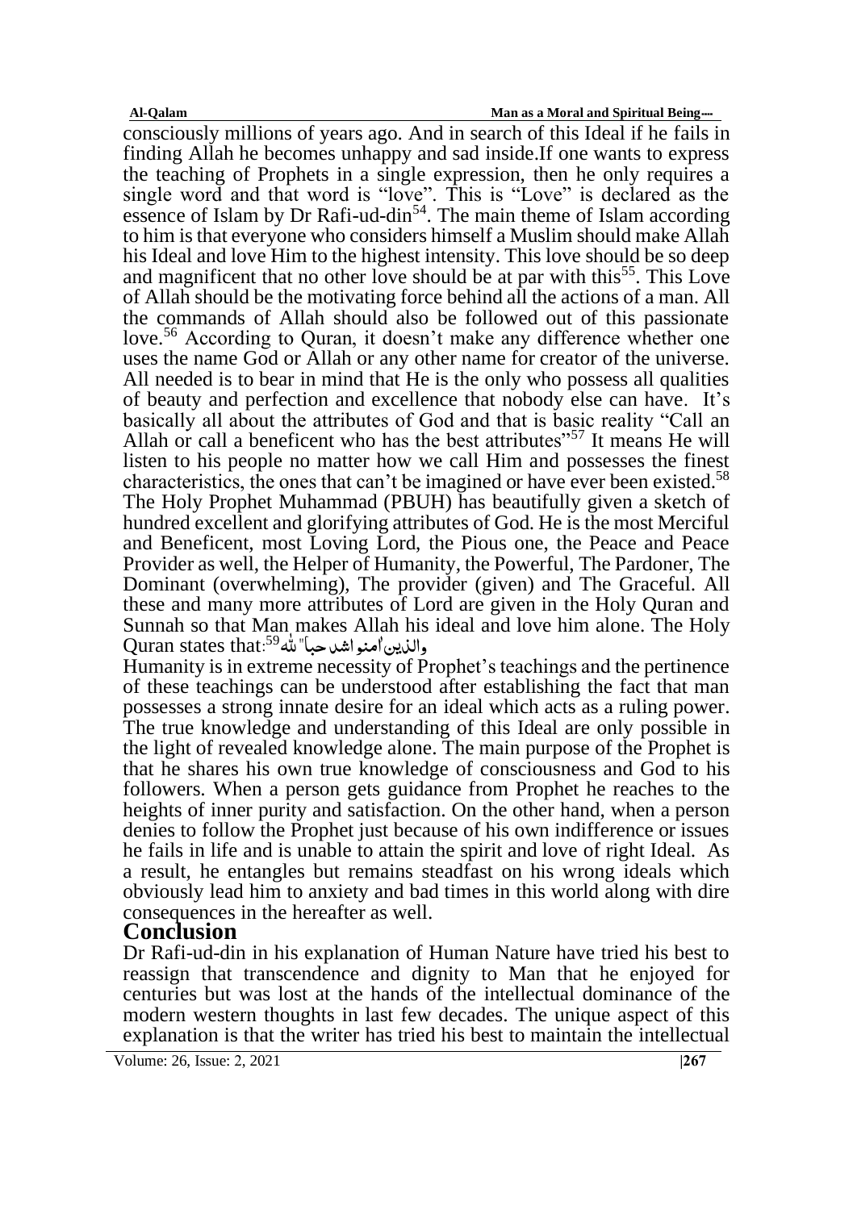consciously millions of years ago. And in search of this Ideal if he fails in finding Allah he becomes unhappy and sad inside.If one wants to express the teaching of Prophets in a single expression, then he only requires a single word and that word is "love". This is "Love" is declared as the essence of Islam by Dr Rafi-ud-din[54]. The main theme of Islam according to him is that everyone who considers himself a Muslim should make Allah his Ideal and love Him to the highest intensity. This love should be so deep and magnificent that no other love should be at par with this[55]. This Love of Allah should be the motivating force behind all the actions of a man. All the commands of Allah should also be followed out of this passionate love.[56] According to Quran, it doesn't make any difference whether one uses the name God or Allah or any other name for creator of the universe. All needed is to bear in mind that He is the only who possess all qualities of beauty and perfection and excellence that nobody else can have. It's basically all about the attributes of God and that is basic reality "Call an Allah or call a beneficent who has the best attributes"[57] It means He will listen to his people no matter how we call Him and possesses the finest characteristics, the ones that can't be imagined or have ever been existed.[58] The Holy Prophet Muhammad (PBUH) has beautifully given a sketch of hundred excellent and glorifying attributes of God. He is the most Merciful and Beneficent, most Loving Lord, the Pious one, the Peace and Peace Provider as well, the Helper of Humanity, the Powerful, The Pardoner, The Dominant (overwhelming), The provider (given) and The Graceful. All these and many more attributes of Lord are given in the Holy Quran and Sunnah so that Man makes Allah his ideal and love him alone. The Holy Quran states that:[59] والذین آمنوا اشد حباً للہ

Humanity is in extreme necessity of Prophet's teachings and the pertinence of these teachings can be understood after establishing the fact that man possesses a strong innate desire for an ideal which acts as a ruling power. The true knowledge and understanding of this Ideal are only possible in the light of revealed knowledge alone. The main purpose of the Prophet is that he shares his own true knowledge of consciousness and God to his followers. When a person gets guidance from Prophet he reaches to the heights of inner purity and satisfaction. On the other hand, when a person denies to follow the Prophet just because of his own indifference or issues he fails in life and is unable to attain the spirit and love of right Ideal. As a result, he entangles but remains steadfast on his wrong ideals which obviously lead him to anxiety and bad times in this world along with dire consequences in the hereafter as well.

## Conclusion

Dr Rafi-ud-din in his explanation of Human Nature have tried his best to reassign that transcendence and dignity to Man that he enjoyed for centuries but was lost at the hands of the intellectual dominance of the modern western thoughts in last few decades. The unique aspect of this explanation is that the writer has tried his best to maintain the intellectual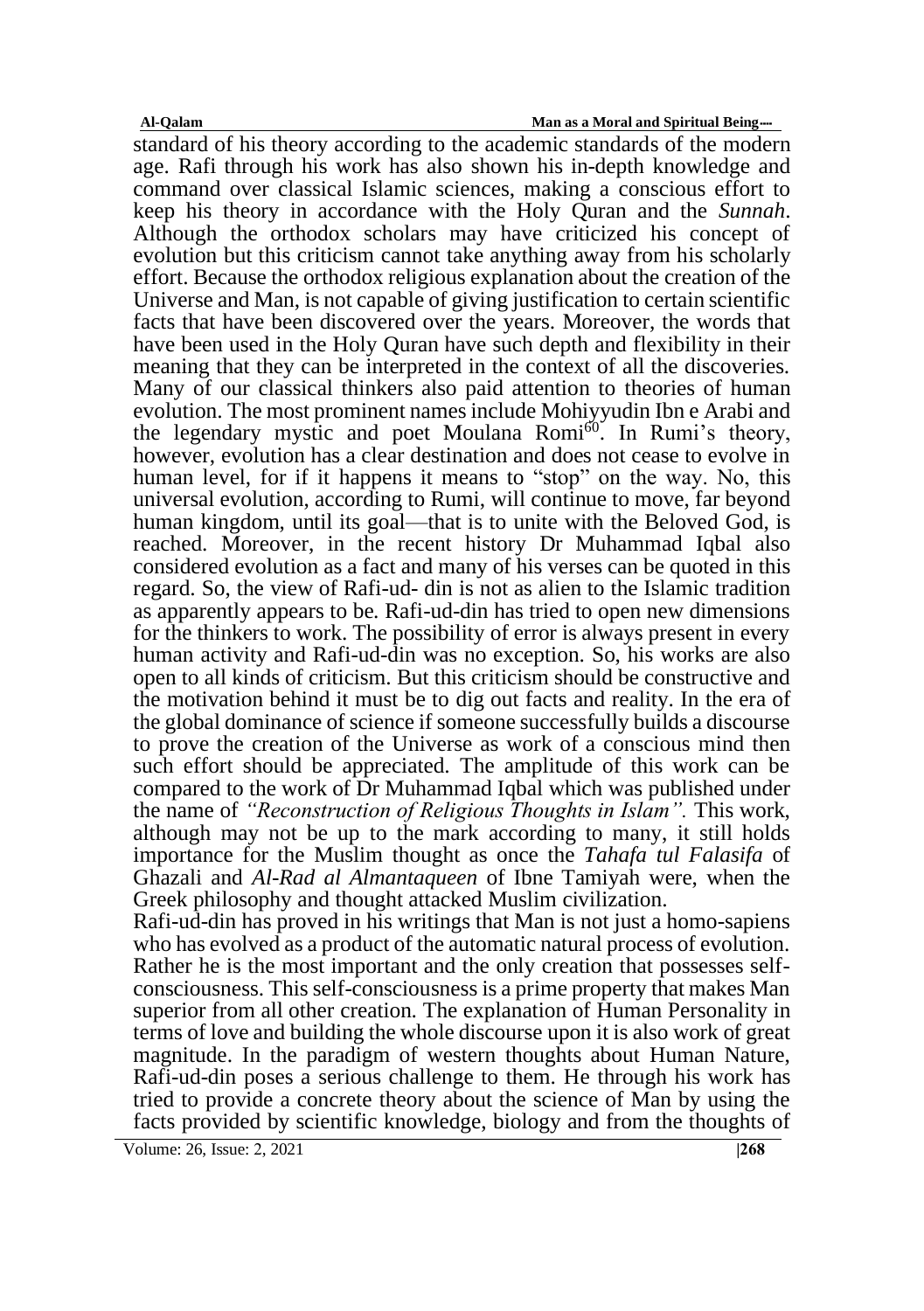standard of his theory according to the academic standards of the modern age. Rafi through his work has also shown his in-depth knowledge and command over classical Islamic sciences, making a conscious effort to keep his theory in accordance with the Holy Quran and the *Sunnah*. Although the orthodox scholars may have criticized his concept of evolution but this criticism cannot take anything away from his scholarly effort. Because the orthodox religious explanation about the creation of the Universe and Man, is not capable of giving justification to certain scientific facts that have been discovered over the years. Moreover, the words that have been used in the Holy Quran have such depth and flexibility in their meaning that they can be interpreted in the context of all the discoveries. Many of our classical thinkers also paid attention to theories of human evolution. The most prominent names include Mohiyyudin Ibn e Arabi and the legendary mystic and poet Moulana Romi[60]. In Rumi's theory, however, evolution has a clear destination and does not cease to evolve in human level, for if it happens it means to "stop" on the way. No, this universal evolution, according to Rumi, will continue to move, far beyond human kingdom, until its goal—that is to unite with the Beloved God, is reached. Moreover, in the recent history Dr Muhammad Iqbal also considered evolution as a fact and many of his verses can be quoted in this regard. So, the view of Rafi-ud- din is not as alien to the Islamic tradition as apparently appears to be. Rafi-ud-din has tried to open new dimensions for the thinkers to work. The possibility of error is always present in every human activity and Rafi-ud-din was no exception. So, his works are also open to all kinds of criticism. But this criticism should be constructive and the motivation behind it must be to dig out facts and reality. In the era of the global dominance of science if someone successfully builds a discourse to prove the creation of the Universe as work of a conscious mind then such effort should be appreciated. The amplitude of this work can be compared to the work of Dr Muhammad Iqbal which was published under the name of *"Reconstruction of Religious Thoughts in Islam".* This work, although may not be up to the mark according to many, it still holds importance for the Muslim thought as once the *Tahafa tul Falasifa* of Ghazali and *Al-Rad al Almantaqueen* of Ibne Tamiyah were, when the Greek philosophy and thought attacked Muslim civilization.

Rafi-ud-din has proved in his writings that Man is not just a homo-sapiens who has evolved as a product of the automatic natural process of evolution. Rather he is the most important and the only creation that possesses self-consciousness. This self-consciousness is a prime property that makes Man superior from all other creation. The explanation of Human Personality in terms of love and building the whole discourse upon it is also work of great magnitude. In the paradigm of western thoughts about Human Nature, Rafi-ud-din poses a serious challenge to them. He through his work has tried to provide a concrete theory about the science of Man by using the facts provided by scientific knowledge, biology and from the thoughts of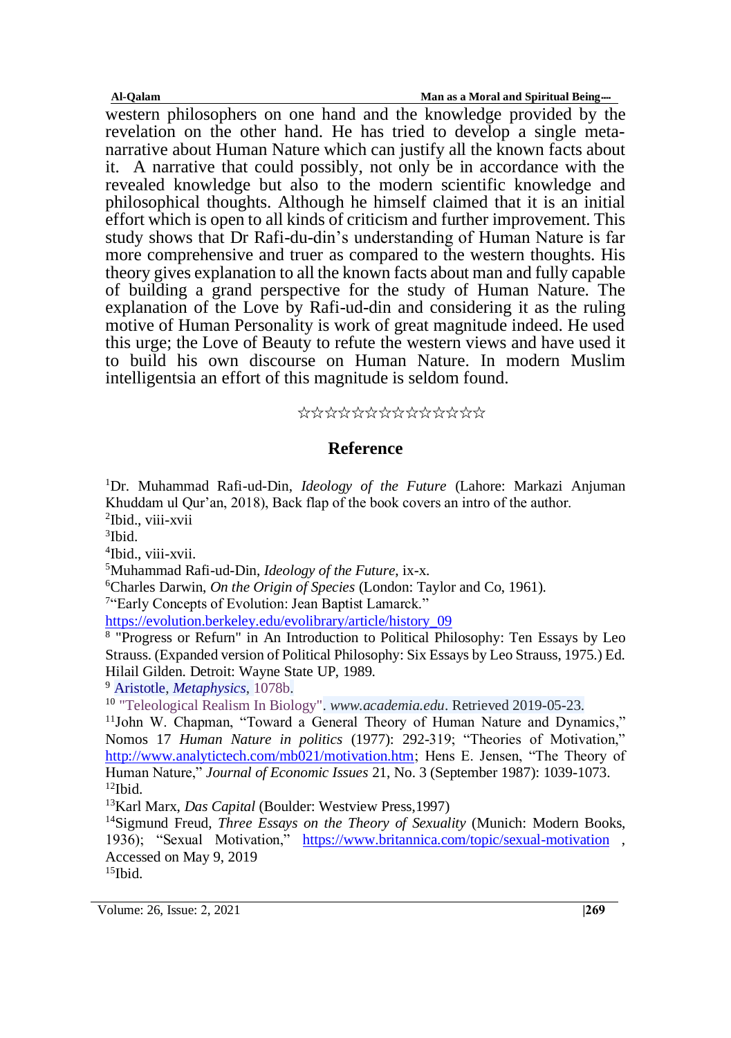western philosophers on one hand and the knowledge provided by the revelation on the other hand. He has tried to develop a single meta-narrative about Human Nature which can justify all the known facts about it. A narrative that could possibly, not only be in accordance with the revealed knowledge but also to the modern scientific knowledge and philosophical thoughts. Although he himself claimed that it is an initial effort which is open to all kinds of criticism and further improvement. This study shows that Dr Rafi-du-din's understanding of Human Nature is far more comprehensive and truer as compared to the western thoughts. His theory gives explanation to all the known facts about man and fully capable of building a grand perspective for the study of Human Nature. The explanation of the Love by Rafi-ud-din and considering it as the ruling motive of Human Personality is work of great magnitude indeed. He used this urge; the Love of Beauty to refute the western views and have used it to build his own discourse on Human Nature. In modern Muslim intelligentsia an effort of this magnitude is seldom found.

☆☆☆☆☆☆☆☆☆☆☆☆☆☆☆☆

## Reference

[1]Dr. Muhammad Rafi-ud-Din, *Ideology of the Future* (Lahore: Markazi Anjuman Khuddam ul Qur'an, 2018), Back flap of the book covers an intro of the author.

[2]Ibid., viii-xvii

[3]Ibid.

[4]Ibid., viii-xvii.

[5]Muhammad Rafi-ud-Din, *Ideology of the Future*, ix-x.

[6]Charles Darwin, *On the Origin of Species* (London: Taylor and Co, 1961).

[7]"Early Concepts of Evolution: Jean Baptist Lamarck." https://evolution.berkeley.edu/evolibrary/article/history_09

[8] "Progress or Refurn" in An Introduction to Political Philosophy: Ten Essays by Leo Strauss. (Expanded version of Political Philosophy: Six Essays by Leo Strauss, 1975.) Ed. Hilail Gilden. Detroit: Wayne State UP, 1989.

[9] Aristotle, *Metaphysics*, 1078b.

[10] "Teleological Realism In Biology". *www.academia.edu*. Retrieved 2019-05-23.

[11]John W. Chapman, "Toward a General Theory of Human Nature and Dynamics," Nomos 17 *Human Nature in politics* (1977): 292-319; "Theories of Motivation," http://www.analytictech.com/mb021/motivation.htm; Hens E. Jensen, "The Theory of Human Nature," *Journal of Economic Issues* 21, No. 3 (September 1987): 1039-1073.

[12]Ibid.

[13]Karl Marx, *Das Capital* (Boulder: Westview Press,1997)

[14]Sigmund Freud, *Three Essays on the Theory of Sexuality* (Munich: Modern Books, 1936); "Sexual Motivation," https://www.britannica.com/topic/sexual-motivation , Accessed on May 9, 2019

[15]Ibid.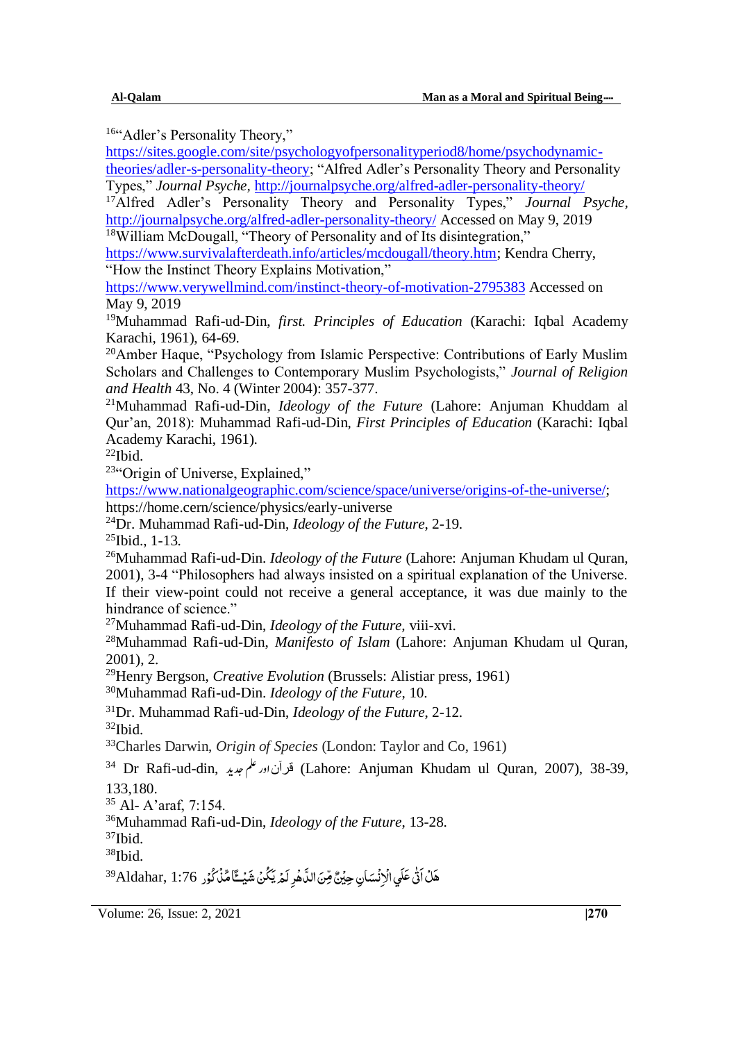[16]"Adler's Personality Theory," https://sites.google.com/site/psychologyofpersonalityperiod8/home/psychodynamic-theories/adler-s-personality-theory; "Alfred Adler's Personality Theory and Personality Types," *Journal Psyche,* http://journalpsyche.org/alfred-adler-personality-theory/

[17]Alfred Adler's Personality Theory and Personality Types," *Journal Psyche,* http://journalpsyche.org/alfred-adler-personality-theory/ Accessed on May 9, 2019

[18]William McDougall, "Theory of Personality and of Its disintegration," https://www.survivalafterdeath.info/articles/mcdougall/theory.htm; Kendra Cherry, "How the Instinct Theory Explains Motivation," https://www.verywellmind.com/instinct-theory-of-motivation-2795383 Accessed on May 9, 2019

[19]Muhammad Rafi-ud-Din, *first. Principles of Education* (Karachi: Iqbal Academy Karachi, 1961), 64-69.

[20]Amber Haque, "Psychology from Islamic Perspective: Contributions of Early Muslim Scholars and Challenges to Contemporary Muslim Psychologists," *Journal of Religion and Health* 43, No. 4 (Winter 2004): 357-377.

[21]Muhammad Rafi-ud-Din, *Ideology of the Future* (Lahore: Anjuman Khuddam al Qur'an, 2018): Muhammad Rafi-ud-Din, *First Principles of Education* (Karachi: Iqbal Academy Karachi, 1961).

[22]Ibid.

[23]"Origin of Universe, Explained," https://www.nationalgeographic.com/science/space/universe/origins-of-the-universe/; https://home.cern/science/physics/early-universe

[24]Dr. Muhammad Rafi-ud-Din, *Ideology of the Future*, 2-19.

[25]Ibid., 1-13.

[26]Muhammad Rafi-ud-Din. *Ideology of the Future* (Lahore: Anjuman Khudam ul Quran, 2001), 3-4 "Philosophers had always insisted on a spiritual explanation of the Universe. If their view-point could not receive a general acceptance, it was due mainly to the hindrance of science."

[27]Muhammad Rafi-ud-Din, *Ideology of the Future*, viii-xvi.

[28]Muhammad Rafi-ud-Din, *Manifesto of Islam* (Lahore: Anjuman Khudam ul Quran, 2001), 2.

[29]Henry Bergson, *Creative Evolution* (Brussels: Alistiar press, 1961)

[30]Muhammad Rafi-ud-Din. *Ideology of the Future*, 10.

[31]Dr. Muhammad Rafi-ud-Din, *Ideology of the Future*, 2-12.

[32]Ibid.

[33]Charles Darwin, *Origin of Species* (London: Taylor and Co, 1961)

[34] Dr Rafi-ud-din, قرآن اور علم جدید (Lahore: Anjuman Khudam ul Quran, 2007), 38-39, 133,180.

[35] Al- A'araf, 7:154.

[36]Muhammad Rafi-ud-Din, *Ideology of the Future*, 13-28.

[37]Ibid.

[38]Ibid.

[39]Aldahar, 1:76 هَلۡ اَتٰى عَلَى الۡاِنۡسَانِ حِيۡنٌ مِّنَ الدَّهۡرِ لَمۡ يَكُنۡ شَيۡـئًا مَّذۡكُوۡر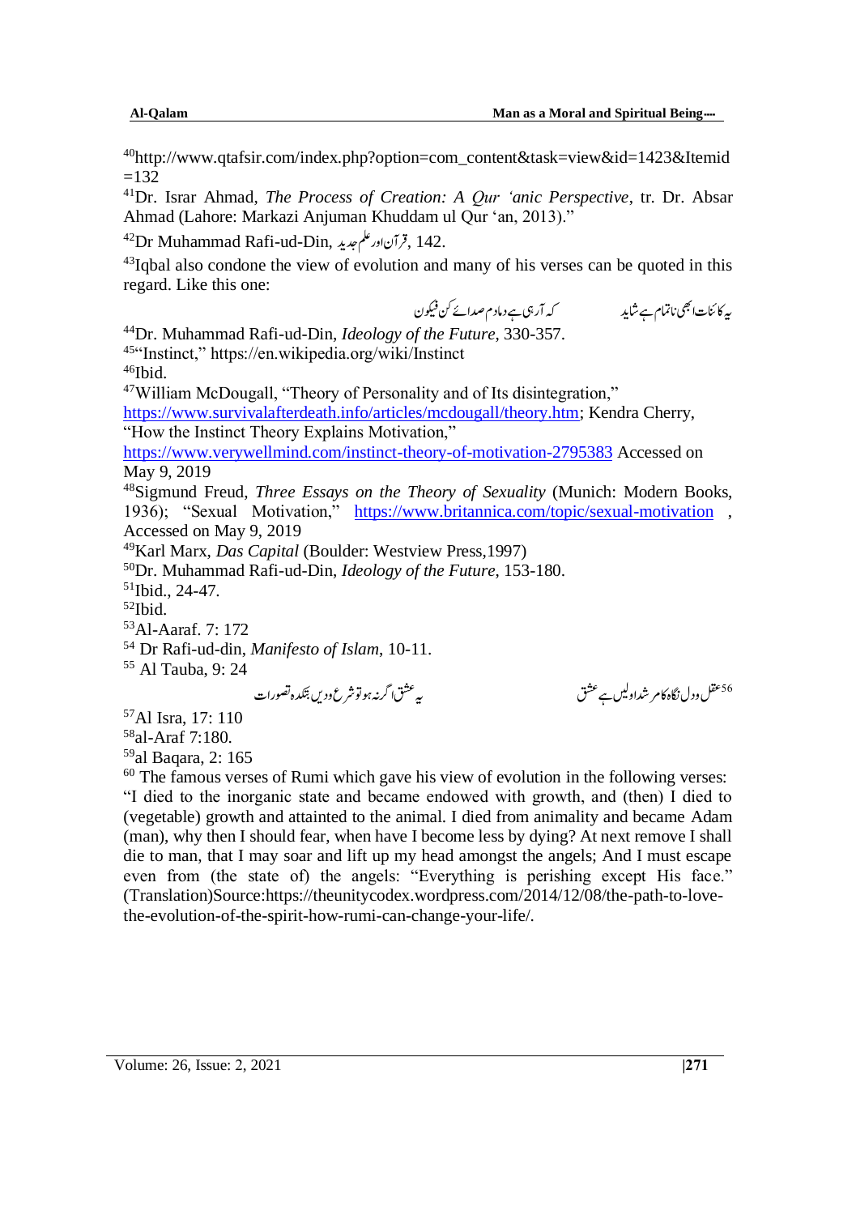[40]http://www.qtafsir.com/index.php?option=com_content&task=view&id=1423&Itemid=132

[41]Dr. Israr Ahmad, *The Process of Creation: A Qur 'anic Perspective*, tr. Dr. Absar Ahmad (Lahore: Markazi Anjuman Khuddam ul Qur 'an, 2013)."

[42]Dr Muhammad Rafi-ud-Din, قرآن اور علم جدید, 142.

[43]Iqbal also condone the view of evolution and many of his verses can be quoted in this regard. Like this one:

یہ کائنات ابھی ناتمام ہے شاید &nbsp;&nbsp;&nbsp;&nbsp; کہ آ رہی ہے دمادم صدائے کن فیکون

[44]Dr. Muhammad Rafi-ud-Din, *Ideology of the Future*, 330-357.

[45]"Instinct," https://en.wikipedia.org/wiki/Instinct

[46]Ibid.

[47]William McDougall, "Theory of Personality and of Its disintegration," https://www.survivalafterdeath.info/articles/mcdougall/theory.htm; Kendra Cherry, "How the Instinct Theory Explains Motivation," https://www.verywellmind.com/instinct-theory-of-motivation-2795383 Accessed on May 9, 2019

[48]Sigmund Freud, *Three Essays on the Theory of Sexuality* (Munich: Modern Books, 1936); "Sexual Motivation," https://www.britannica.com/topic/sexual-motivation , Accessed on May 9, 2019

[49]Karl Marx, *Das Capital* (Boulder: Westview Press,1997)

[50]Dr. Muhammad Rafi-ud-Din, *Ideology of the Future*, 153-180.

[51]Ibid., 24-47.

[52]Ibid.

[53]Al-Aaraf. 7: 172

[54] Dr Rafi-ud-din, *Manifesto of Islam*, 10-11.

[55] Al Tauba, 9: 24

[56]عقل و دل و نگاہ کا مرشد اولیں ہے عشق &nbsp;&nbsp;&nbsp;&nbsp; یہ عشق اگر نہ ہو تو شرع و دیں بتکدہ تصورات

[57]Al Isra, 17: 110

[58]al-Araf 7:180.

[59]al Baqara, 2: 165

[60] The famous verses of Rumi which gave his view of evolution in the following verses: "I died to the inorganic state and became endowed with growth, and (then) I died to (vegetable) growth and attainted to the animal. I died from animality and became Adam (man), why then I should fear, when have I become less by dying? At next remove I shall die to man, that I may soar and lift up my head amongst the angels; And I must escape even from (the state of) the angels: "Everything is perishing except His face." (Translation)Source:https://theunitycodex.wordpress.com/2014/12/08/the-path-to-love-the-evolution-of-the-spirit-how-rumi-can-change-your-life/.